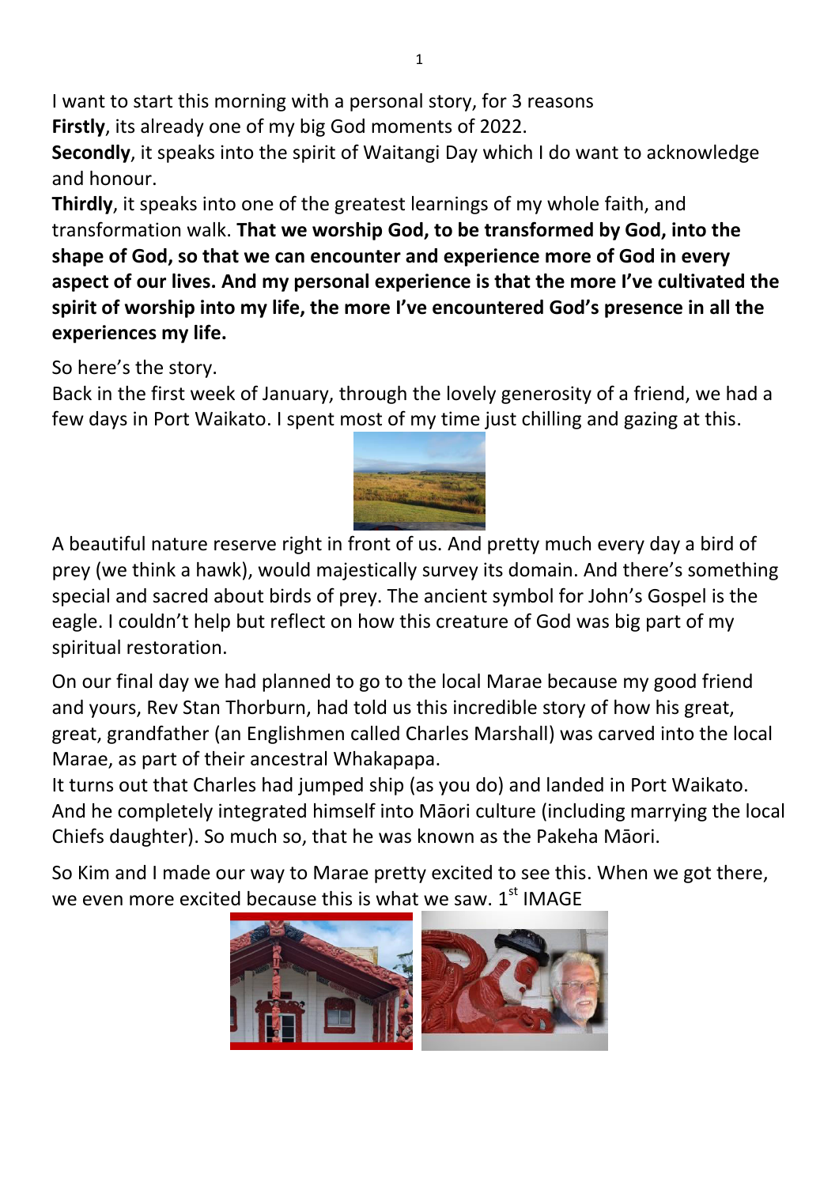I want to start this morning with a personal story, for 3 reasons

**Firstly**, its already one of my big God moments of 2022.

**Secondly**, it speaks into the spirit of Waitangi Day which I do want to acknowledge and honour.

**Thirdly**, it speaks into one of the greatest learnings of my whole faith, and transformation walk. **That we worship God, to be transformed by God, into the shape of God, so that we can encounter and experience more of God in every aspect of our lives. And my personal experience is that the more I've cultivated the spirit of worship into my life, the more I've encountered God's presence in all the experiences my life.**

So here's the story.

Back in the first week of January, through the lovely generosity of a friend, we had a few days in Port Waikato. I spent most of my time just chilling and gazing at this.

A beautiful nature reserve right in front of us. And pretty much every day a bird of prey (we think a hawk), would majestically survey its domain. And there's something special and sacred about birds of prey. The ancient symbol for John's Gospel is the eagle. I couldn't help but reflect on how this creature of God was big part of my spiritual restoration.

On our final day we had planned to go to the local Marae because my good friend and yours, Rev Stan Thorburn, had told us this incredible story of how his great, great, grandfather (an Englishmen called Charles Marshall) was carved into the local Marae, as part of their ancestral Whakapapa.

It turns out that Charles had jumped ship (as you do) and landed in Port Waikato. And he completely integrated himself into Māori culture (including marrying the local Chiefs daughter). So much so, that he was known as the Pakeha Māori.

So Kim and I made our way to Marae pretty excited to see this. When we got there, we even more excited because this is what we saw. 1st IMAGE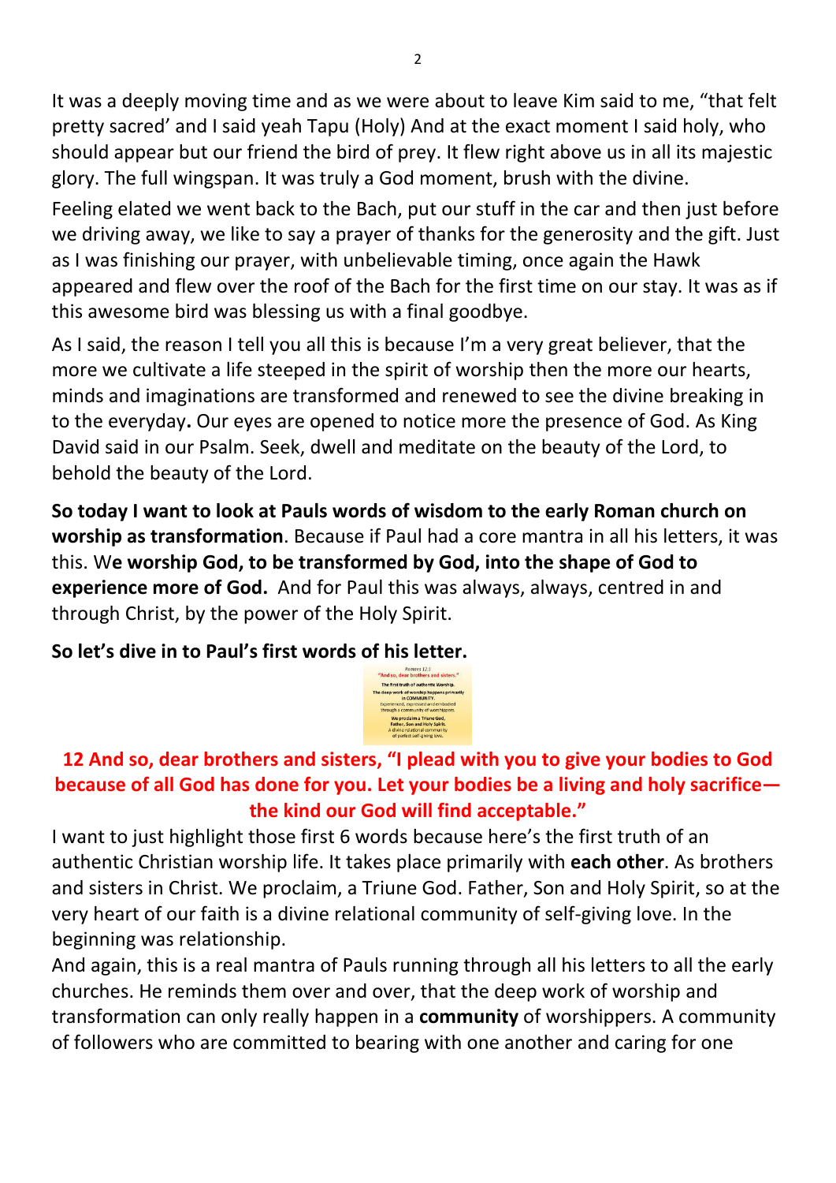It was a deeply moving time and as we were about to leave Kim said to me, "that felt pretty sacred' and I said yeah Tapu (Holy) And at the exact moment I said holy, who should appear but our friend the bird of prey. It flew right above us in all its majestic glory. The full wingspan. It was truly a God moment, brush with the divine.

Feeling elated we went back to the Bach, put our stuff in the car and then just before we driving away, we like to say a prayer of thanks for the generosity and the gift. Just as I was finishing our prayer, with unbelievable timing, once again the Hawk appeared and flew over the roof of the Bach for the first time on our stay. It was as if this awesome bird was blessing us with a final goodbye.

As I said, the reason I tell you all this is because I'm a very great believer, that the more we cultivate a life steeped in the spirit of worship then the more our hearts, minds and imaginations are transformed and renewed to see the divine breaking in to the everyday**.** Our eyes are opened to notice more the presence of God. As King David said in our Psalm. Seek, dwell and meditate on the beauty of the Lord, to behold the beauty of the Lord.

**So today I want to look at Pauls words of wisdom to the early Roman church on worship as transformation**. Because if Paul had a core mantra in all his letters, it was this. W**e worship God, to be transformed by God, into the shape of God to experience more of God.** And for Paul this was always, always, centred in and through Christ, by the power of the Holy Spirit.

**So let's dive in to Paul's first words of his letter.**

*Romans 12:1*
**"And so, dear brothers and sisters."**
**The first truth of authentic Worship.**
**The deep work of worship happens primarily in COMMUNITY.**
experienced, expressed and embodied through a community of worshippers.
**We proclaim a Triune God, Father, Son and Holy Spirit.**
A divine relational community of perfect self-giving love.

**12 And so, dear brothers and sisters, "I plead with you to give your bodies to God because of all God has done for you. Let your bodies be a living and holy sacrifice— the kind our God will find acceptable."**

I want to just highlight those first 6 words because here's the first truth of an authentic Christian worship life. It takes place primarily with **each other**. As brothers and sisters in Christ. We proclaim, a Triune God. Father, Son and Holy Spirit, so at the very heart of our faith is a divine relational community of self-giving love. In the beginning was relationship.

And again, this is a real mantra of Pauls running through all his letters to all the early churches. He reminds them over and over, that the deep work of worship and transformation can only really happen in a **community** of worshippers. A community of followers who are committed to bearing with one another and caring for one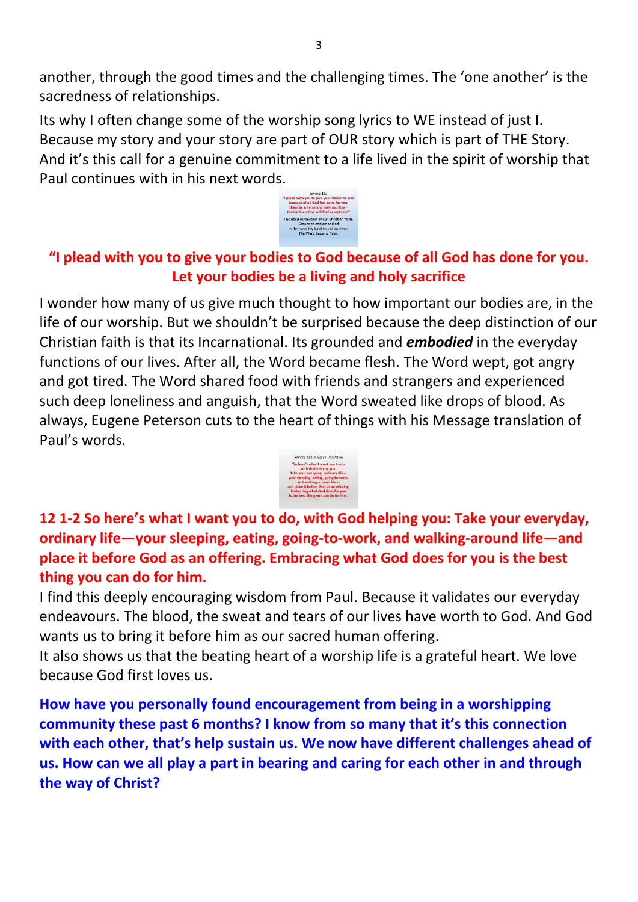another, through the good times and the challenging times. The 'one another' is the sacredness of relationships.

Its why I often change some of the worship song lyrics to WE instead of just I. Because my story and your story are part of OUR story which is part of THE Story. And it's this call for a genuine commitment to a life lived in the spirit of worship that Paul continues with in his next words.

**"I plead with you to give your bodies to God because of all God has done for you. Let your bodies be a living and holy sacrifice**

I wonder how many of us give much thought to how important our bodies are, in the life of our worship. But we shouldn't be surprised because the deep distinction of our Christian faith is that its Incarnational. Its grounded and ***embodied*** in the everyday functions of our lives. After all, the Word became flesh. The Word wept, got angry and got tired. The Word shared food with friends and strangers and experienced such deep loneliness and anguish, that the Word sweated like drops of blood. As always, Eugene Peterson cuts to the heart of things with his Message translation of Paul's words.

**12 1-2 So here's what I want you to do, with God helping you: Take your everyday, ordinary life—your sleeping, eating, going-to-work, and walking-around life—and place it before God as an offering. Embracing what God does for you is the best thing you can do for him.**

I find this deeply encouraging wisdom from Paul. Because it validates our everyday endeavours. The blood, the sweat and tears of our lives have worth to God. And God wants us to bring it before him as our sacred human offering.

It also shows us that the beating heart of a worship life is a grateful heart. We love because God first loves us.

**How have you personally found encouragement from being in a worshipping community these past 6 months? I know from so many that it's this connection with each other, that's help sustain us. We now have different challenges ahead of us. How can we all play a part in bearing and caring for each other in and through the way of Christ?**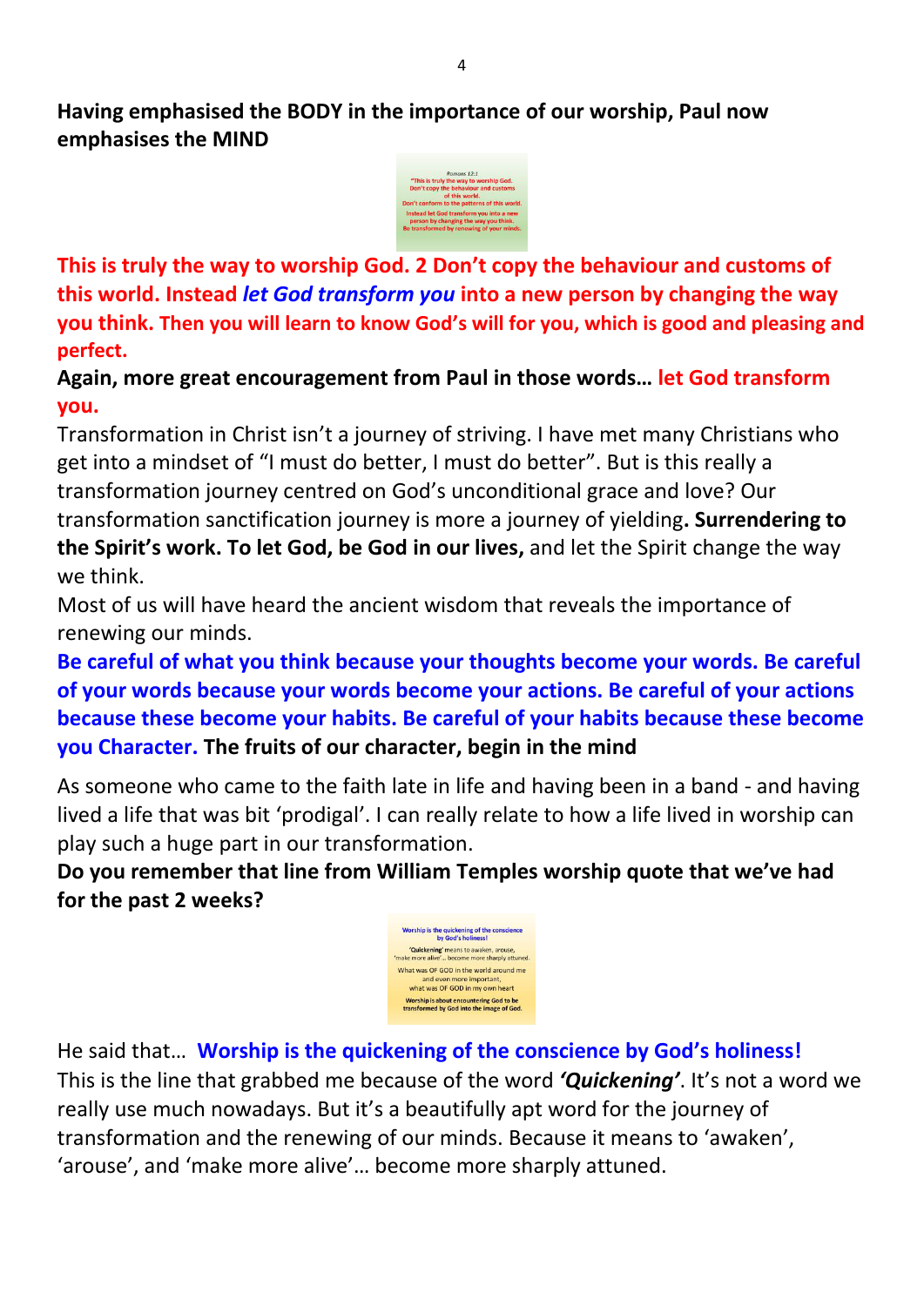**Having emphasised the BODY in the importance of our worship, Paul now emphasises the MIND**

Romans 12:1
"This is truly the way to worship God.
Don't copy the behaviour and customs of this world.
Don't conform to the patterns of this world.
Instead let God transform you into a new person by changing the way you think.
Be transformed by renewing of your minds.

**This is truly the way to worship God. 2 Don't copy the behaviour and customs of this world. Instead *let God transform you* into a new person by changing the way you think. Then you will learn to know God's will for you, which is good and pleasing and perfect.**

**Again, more great encouragement from Paul in those words… let God transform you.**

Transformation in Christ isn't a journey of striving. I have met many Christians who get into a mindset of "I must do better, I must do better". But is this really a transformation journey centred on God's unconditional grace and love? Our transformation sanctification journey is more a journey of yielding**. Surrendering to the Spirit's work. To let God, be God in our lives,** and let the Spirit change the way we think.

Most of us will have heard the ancient wisdom that reveals the importance of renewing our minds.

**Be careful of what you think because your thoughts become your words. Be careful of your words because your words become your actions. Be careful of your actions because these become your habits. Be careful of your habits because these become you Character. The fruits of our character, begin in the mind**

As someone who came to the faith late in life and having been in a band - and having lived a life that was bit 'prodigal'. I can really relate to how a life lived in worship can play such a huge part in our transformation.

**Do you remember that line from William Temples worship quote that we've had for the past 2 weeks?**

Worship is the quickening of the conscience by God's holiness!
'Quickening' means to awaken, arouse, 'make more alive'… become more sharply attuned.
What was OF GOD in the world around me and even more important, what was OF GOD in my own heart
Worship is about encountering God to be transformed by God into the image of God.

He said that… **Worship is the quickening of the conscience by God's holiness!**

This is the line that grabbed me because of the word ***'Quickening'***. It's not a word we really use much nowadays. But it's a beautifully apt word for the journey of transformation and the renewing of our minds. Because it means to 'awaken', 'arouse', and 'make more alive'… become more sharply attuned.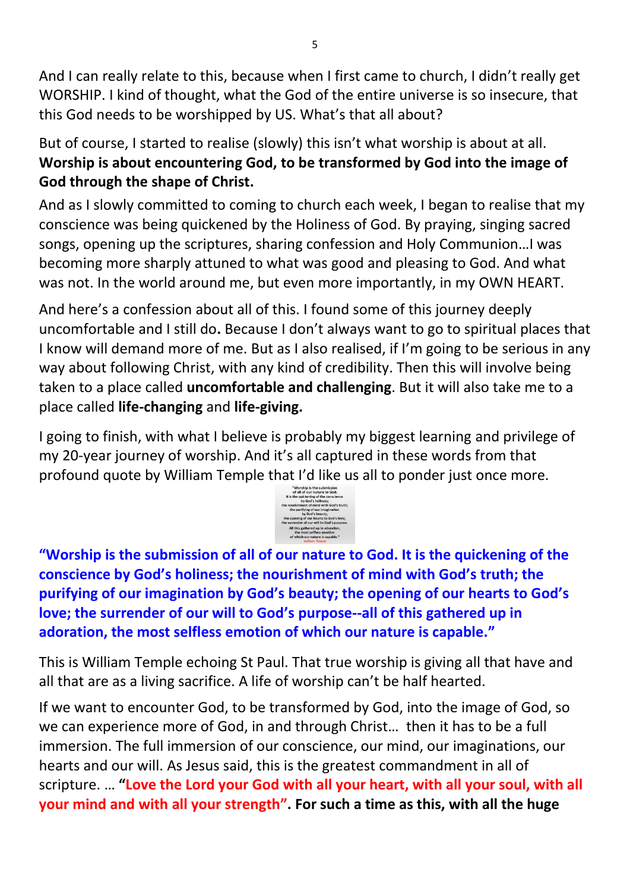And I can really relate to this, because when I first came to church, I didn't really get WORSHIP. I kind of thought, what the God of the entire universe is so insecure, that this God needs to be worshipped by US. What's that all about?

But of course, I started to realise (slowly) this isn't what worship is about at all. **Worship is about encountering God, to be transformed by God into the image of God through the shape of Christ.**

And as I slowly committed to coming to church each week, I began to realise that my conscience was being quickened by the Holiness of God. By praying, singing sacred songs, opening up the scriptures, sharing confession and Holy Communion…I was becoming more sharply attuned to what was good and pleasing to God. And what was not. In the world around me, but even more importantly, in my OWN HEART.

And here's a confession about all of this. I found some of this journey deeply uncomfortable and I still do**.** Because I don't always want to go to spiritual places that I know will demand more of me. But as I also realised, if I'm going to be serious in any way about following Christ, with any kind of credibility. Then this will involve being taken to a place called **uncomfortable and challenging**. But it will also take me to a place called **life-changing** and **life-giving.**

I going to finish, with what I believe is probably my biggest learning and privilege of my 20-year journey of worship. And it's all captured in these words from that profound quote by William Temple that I'd like us all to ponder just once more.

**"Worship is the submission of all of our nature to God. It is the quickening of the conscience by God's holiness; the nourishment of mind with God's truth; the purifying of our imagination by God's beauty; the opening of our hearts to God's love; the surrender of our will to God's purpose--all of this gathered up in adoration, the most selfless emotion of which our nature is capable."**

This is William Temple echoing St Paul. That true worship is giving all that have and all that are as a living sacrifice. A life of worship can't be half hearted.

If we want to encounter God, to be transformed by God, into the image of God, so we can experience more of God, in and through Christ… then it has to be a full immersion. The full immersion of our conscience, our mind, our imaginations, our hearts and our will. As Jesus said, this is the greatest commandment in all of scripture. … **"Love the Lord your God with all your heart, with all your soul, with all your mind and with all your strength". For such a time as this, with all the huge**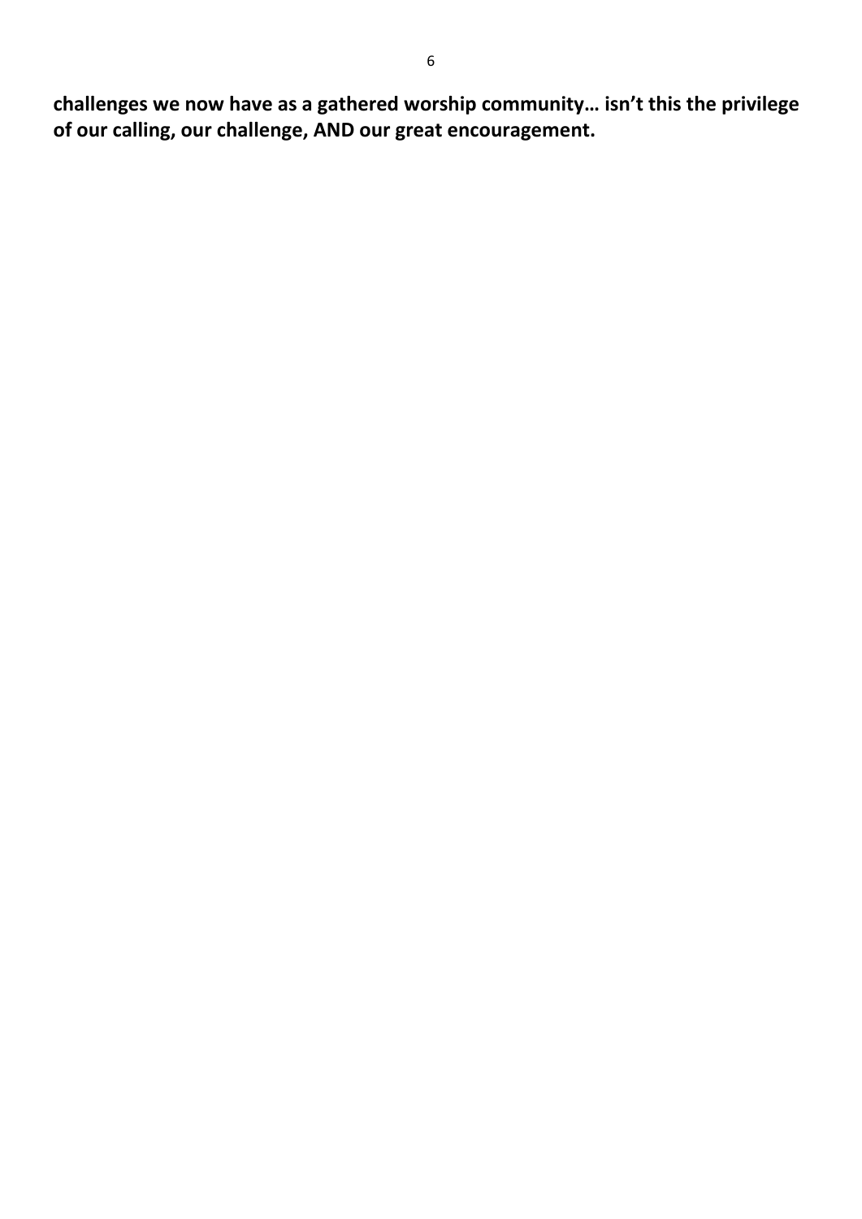**challenges we now have as a gathered worship community… isn't this the privilege of our calling, our challenge, AND our great encouragement.**